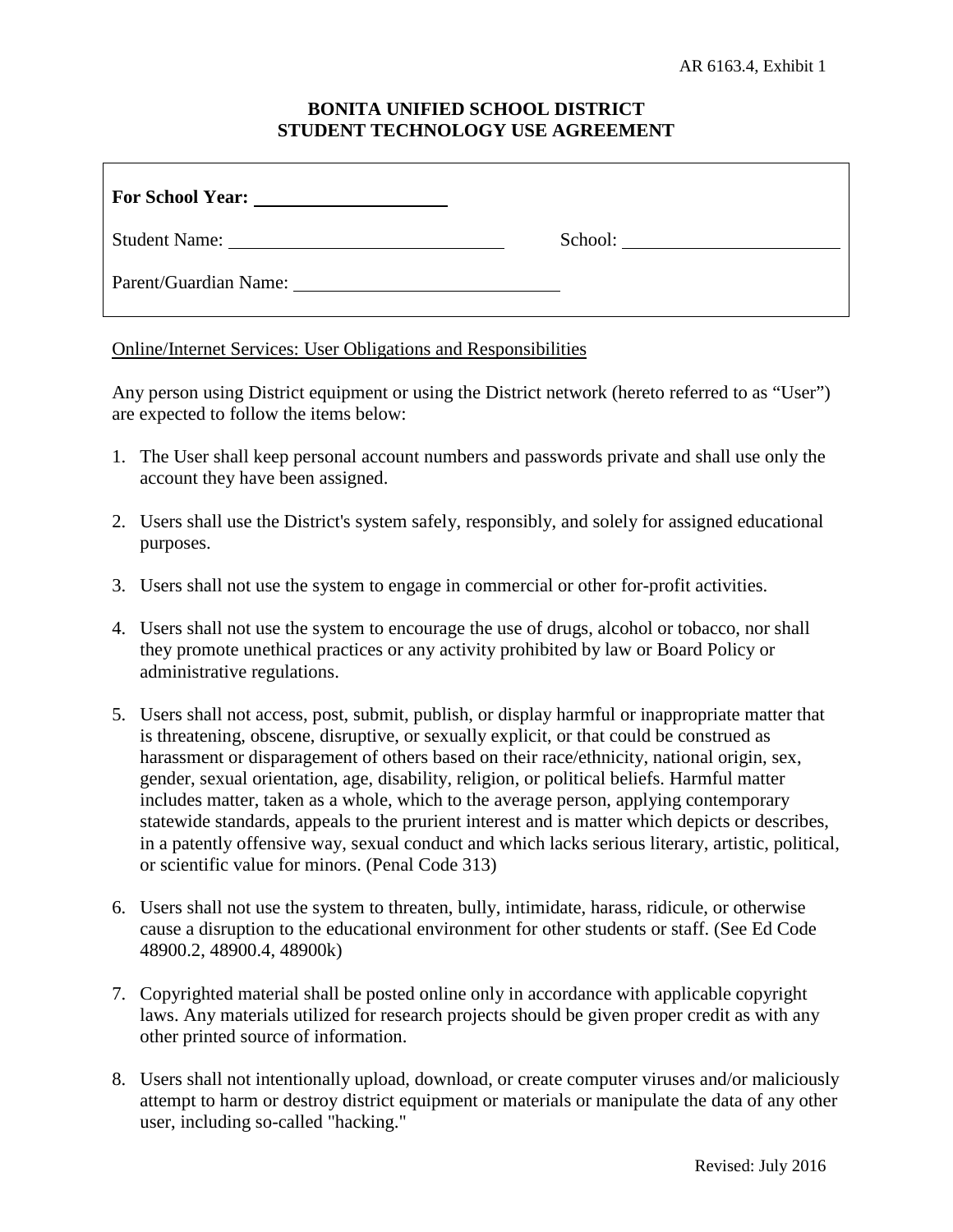AR 6163.4, Exhibit 1

# BONITA UNIFIED SCHOOL DISTRICT
# STUDENT TECHNOLOGY USE AGREEMENT

**For School Year:** ____________________

Student Name: ______________________________ School: ______________________

Parent/Guardian Name: ____________________________

Online/Internet Services: User Obligations and Responsibilities

Any person using District equipment or using the District network (hereto referred to as "User") are expected to follow the items below:

1. The User shall keep personal account numbers and passwords private and shall use only the account they have been assigned.

2. Users shall use the District's system safely, responsibly, and solely for assigned educational purposes.

3. Users shall not use the system to engage in commercial or other for-profit activities.

4. Users shall not use the system to encourage the use of drugs, alcohol or tobacco, nor shall they promote unethical practices or any activity prohibited by law or Board Policy or administrative regulations.

5. Users shall not access, post, submit, publish, or display harmful or inappropriate matter that is threatening, obscene, disruptive, or sexually explicit, or that could be construed as harassment or disparagement of others based on their race/ethnicity, national origin, sex, gender, sexual orientation, age, disability, religion, or political beliefs. Harmful matter includes matter, taken as a whole, which to the average person, applying contemporary statewide standards, appeals to the prurient interest and is matter which depicts or describes, in a patently offensive way, sexual conduct and which lacks serious literary, artistic, political, or scientific value for minors. (Penal Code 313)

6. Users shall not use the system to threaten, bully, intimidate, harass, ridicule, or otherwise cause a disruption to the educational environment for other students or staff. (See Ed Code 48900.2, 48900.4, 48900k)

7. Copyrighted material shall be posted online only in accordance with applicable copyright laws. Any materials utilized for research projects should be given proper credit as with any other printed source of information.

8. Users shall not intentionally upload, download, or create computer viruses and/or maliciously attempt to harm or destroy district equipment or materials or manipulate the data of any other user, including so-called "hacking."

Revised: July 2016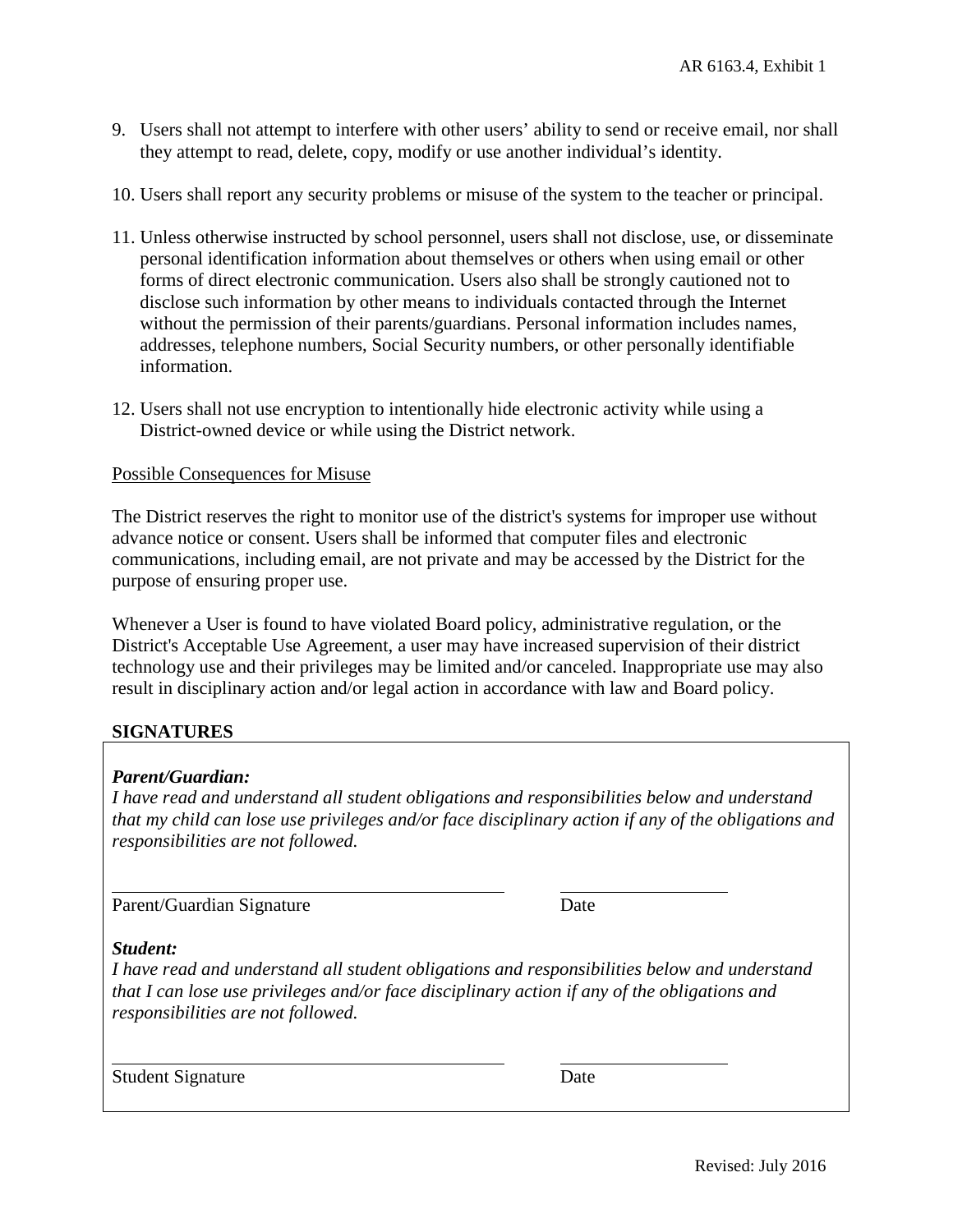9. Users shall not attempt to interfere with other users' ability to send or receive email, nor shall they attempt to read, delete, copy, modify or use another individual's identity.

10. Users shall report any security problems or misuse of the system to the teacher or principal.

11. Unless otherwise instructed by school personnel, users shall not disclose, use, or disseminate personal identification information about themselves or others when using email or other forms of direct electronic communication. Users also shall be strongly cautioned not to disclose such information by other means to individuals contacted through the Internet without the permission of their parents/guardians. Personal information includes names, addresses, telephone numbers, Social Security numbers, or other personally identifiable information.

12. Users shall not use encryption to intentionally hide electronic activity while using a District-owned device or while using the District network.

Possible Consequences for Misuse

The District reserves the right to monitor use of the district's systems for improper use without advance notice or consent. Users shall be informed that computer files and electronic communications, including email, are not private and may be accessed by the District for the purpose of ensuring proper use.

Whenever a User is found to have violated Board policy, administrative regulation, or the District's Acceptable Use Agreement, a user may have increased supervision of their district technology use and their privileges may be limited and/or canceled. Inappropriate use may also result in disciplinary action and/or legal action in accordance with law and Board policy.

**SIGNATURES**

***Parent/Guardian:***

*I have read and understand all student obligations and responsibilities below and understand that my child can lose use privileges and/or face disciplinary action if any of the obligations and responsibilities are not followed.*

\_\_\_\_\_\_\_\_\_\_\_\_\_\_\_\_\_\_\_\_\_\_\_\_\_\_\_\_\_\_\_\_\_\_\_\_\_\_ \_\_\_\_\_\_\_\_\_\_\_\_\_\_\_\_\_

Parent/Guardian Signature Date

***Student:***

*I have read and understand all student obligations and responsibilities below and understand that I can lose use privileges and/or face disciplinary action if any of the obligations and responsibilities are not followed.*

\_\_\_\_\_\_\_\_\_\_\_\_\_\_\_\_\_\_\_\_\_\_\_\_\_\_\_\_\_\_\_\_\_\_\_\_\_\_ \_\_\_\_\_\_\_\_\_\_\_\_\_\_\_\_\_

Student Signature Date

Revised: July 2016